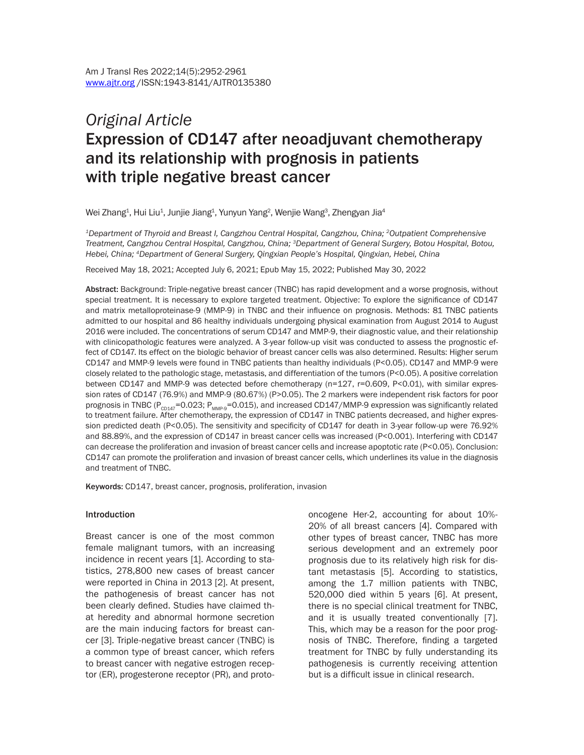*Original Article*

# Expression of CD147 after neoadjuvant chemotherapy and its relationship with prognosis in patients with triple negative breast cancer

Wei Zhang[1], Hui Liu[1], Junjie Jiang[1], Yunyun Yang[2], Wenjie Wang[3], Zhengyan Jia[4]

[1]*Department of Thyroid and Breast I, Cangzhou Central Hospital, Cangzhou, China;* [2]*Outpatient Comprehensive Treatment, Cangzhou Central Hospital, Cangzhou, China;* [3]*Department of General Surgery, Botou Hospital, Botou, Hebei, China;* [4]*Department of General Surgery, Qingxian People's Hospital, Qingxian, Hebei, China*

Received May 18, 2021; Accepted July 6, 2021; Epub May 15, 2022; Published May 30, 2022

**Abstract:** Background: Triple-negative breast cancer (TNBC) has rapid development and a worse prognosis, without special treatment. It is necessary to explore targeted treatment. Objective: To explore the significance of CD147 and matrix metalloproteinase-9 (MMP-9) in TNBC and their influence on prognosis. Methods: 81 TNBC patients admitted to our hospital and 86 healthy individuals undergoing physical examination from August 2014 to August 2016 were included. The concentrations of serum CD147 and MMP-9, their diagnostic value, and their relationship with clinicopathologic features were analyzed. A 3-year follow-up visit was conducted to assess the prognostic effect of CD147. Its effect on the biologic behavior of breast cancer cells was also determined. Results: Higher serum CD147 and MMP-9 levels were found in TNBC patients than healthy individuals ($P<0.05$). CD147 and MMP-9 were closely related to the pathologic stage, metastasis, and differentiation of the tumors ($P<0.05$). A positive correlation between CD147 and MMP-9 was detected before chemotherapy ($n=127$, $r=0.609$, $P<0.01$), with similar expression rates of CD147 (76.9%) and MMP-9 (80.67%) ($P>0.05$). The 2 markers were independent risk factors for poor prognosis in TNBC ($P_{CD147}=0.023$; $P_{MMP-9}=0.015$), and increased CD147/MMP-9 expression was significantly related to treatment failure. After chemotherapy, the expression of CD147 in TNBC patients decreased, and higher expression predicted death ($P<0.05$). The sensitivity and specificity of CD147 for death in 3-year follow-up were 76.92% and 88.89%, and the expression of CD147 in breast cancer cells was increased ($P<0.001$). Interfering with CD147 can decrease the proliferation and invasion of breast cancer cells and increase apoptotic rate ($P<0.05$). Conclusion: CD147 can promote the proliferation and invasion of breast cancer cells, which underlines its value in the diagnosis and treatment of TNBC.

**Keywords:** CD147, breast cancer, prognosis, proliferation, invasion

## Introduction

Breast cancer is one of the most common female malignant tumors, with an increasing incidence in recent years [1]. According to statistics, 278,800 new cases of breast cancer were reported in China in 2013 [2]. At present, the pathogenesis of breast cancer has not been clearly defined. Studies have claimed that heredity and abnormal hormone secretion are the main inducing factors for breast cancer [3]. Triple-negative breast cancer (TNBC) is a common type of breast cancer, which refers to breast cancer with negative estrogen receptor (ER), progesterone receptor (PR), and proto-oncogene Her-2, accounting for about 10%-20% of all breast cancers [4]. Compared with other types of breast cancer, TNBC has more serious development and an extremely poor prognosis due to its relatively high risk for distant metastasis [5]. According to statistics, among the 1.7 million patients with TNBC, 520,000 died within 5 years [6]. At present, there is no special clinical treatment for TNBC, and it is usually treated conventionally [7]. This, which may be a reason for the poor prognosis of TNBC. Therefore, finding a targeted treatment for TNBC by fully understanding its pathogenesis is currently receiving attention but is a difficult issue in clinical research.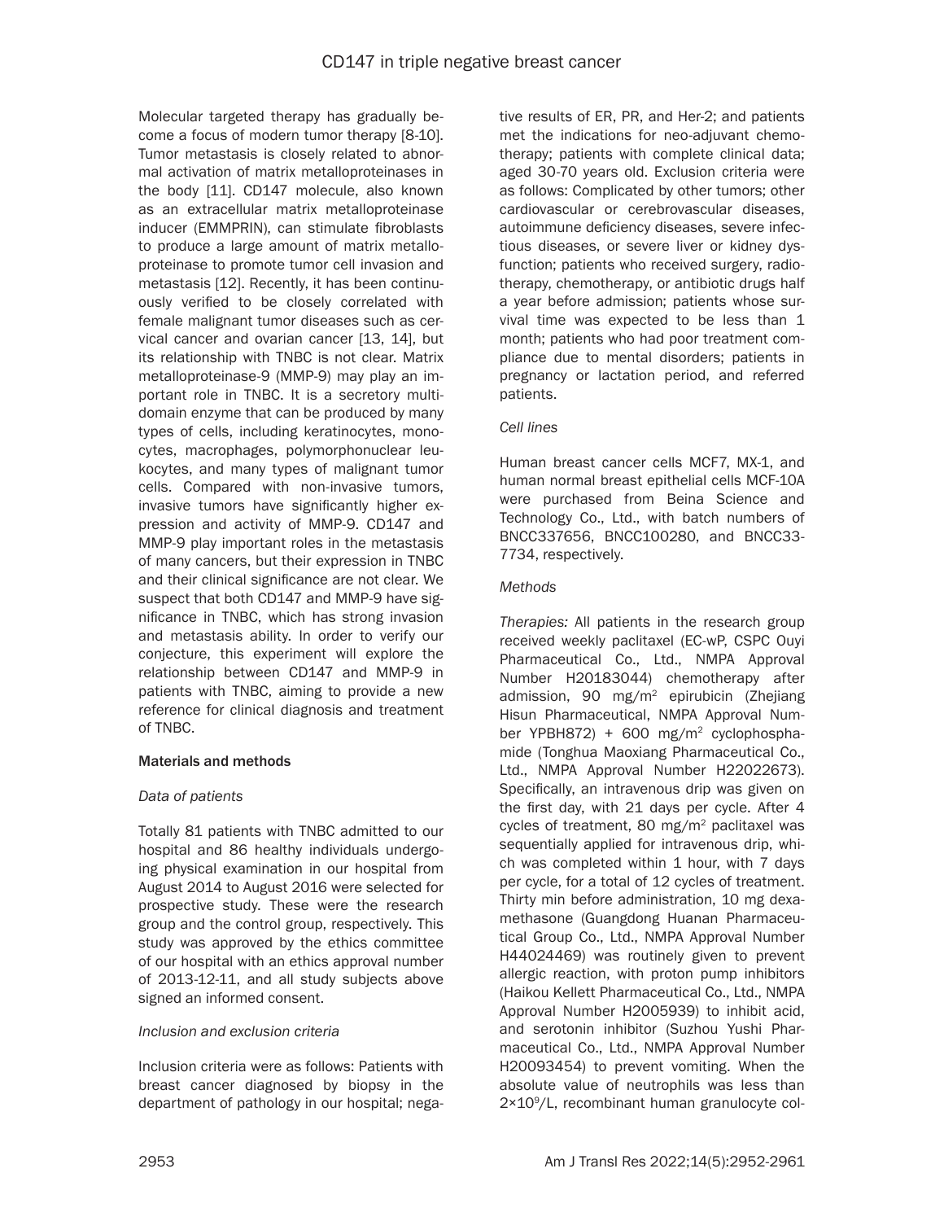Molecular targeted therapy has gradually become a focus of modern tumor therapy [8-10]. Tumor metastasis is closely related to abnormal activation of matrix metalloproteinases in the body [11]. CD147 molecule, also known as an extracellular matrix metalloproteinase inducer (EMMPRIN), can stimulate fibroblasts to produce a large amount of matrix metalloproteinase to promote tumor cell invasion and metastasis [12]. Recently, it has been continuously verified to be closely correlated with female malignant tumor diseases such as cervical cancer and ovarian cancer [13, 14], but its relationship with TNBC is not clear. Matrix metalloproteinase-9 (MMP-9) may play an important role in TNBC. It is a secretory multidomain enzyme that can be produced by many types of cells, including keratinocytes, monocytes, macrophages, polymorphonuclear leukocytes, and many types of malignant tumor cells. Compared with non-invasive tumors, invasive tumors have significantly higher expression and activity of MMP-9. CD147 and MMP-9 play important roles in the metastasis of many cancers, but their expression in TNBC and their clinical significance are not clear. We suspect that both CD147 and MMP-9 have significance in TNBC, which has strong invasion and metastasis ability. In order to verify our conjecture, this experiment will explore the relationship between CD147 and MMP-9 in patients with TNBC, aiming to provide a new reference for clinical diagnosis and treatment of TNBC.

## Materials and methods

### *Data of patients*

Totally 81 patients with TNBC admitted to our hospital and 86 healthy individuals undergoing physical examination in our hospital from August 2014 to August 2016 were selected for prospective study. These were the research group and the control group, respectively. This study was approved by the ethics committee of our hospital with an ethics approval number of 2013-12-11, and all study subjects above signed an informed consent.

### *Inclusion and exclusion criteria*

Inclusion criteria were as follows: Patients with breast cancer diagnosed by biopsy in the department of pathology in our hospital; negative results of ER, PR, and Her-2; and patients met the indications for neo-adjuvant chemotherapy; patients with complete clinical data; aged 30-70 years old. Exclusion criteria were as follows: Complicated by other tumors; other cardiovascular or cerebrovascular diseases, autoimmune deficiency diseases, severe infectious diseases, or severe liver or kidney dysfunction; patients who received surgery, radiotherapy, chemotherapy, or antibiotic drugs half a year before admission; patients whose survival time was expected to be less than 1 month; patients who had poor treatment compliance due to mental disorders; patients in pregnancy or lactation period, and referred patients.

### *Cell lines*

Human breast cancer cells MCF7, MX-1, and human normal breast epithelial cells MCF-10A were purchased from Beina Science and Technology Co., Ltd., with batch numbers of BNCC337656, BNCC100280, and BNCC337734, respectively.

### *Methods*

*Therapies:* All patients in the research group received weekly paclitaxel (EC-wP, CSPC Ouyi Pharmaceutical Co., Ltd., NMPA Approval Number H20183044) chemotherapy after admission, 90 mg/m$^2$ epirubicin (Zhejiang Hisun Pharmaceutical, NMPA Approval Number YPBH872) + 600 mg/m$^2$ cyclophosphamide (Tonghua Maoxiang Pharmaceutical Co., Ltd., NMPA Approval Number H22022673). Specifically, an intravenous drip was given on the first day, with 21 days per cycle. After 4 cycles of treatment, 80 mg/m$^2$ paclitaxel was sequentially applied for intravenous drip, which was completed within 1 hour, with 7 days per cycle, for a total of 12 cycles of treatment. Thirty min before administration, 10 mg dexamethasone (Guangdong Huanan Pharmaceutical Group Co., Ltd., NMPA Approval Number H44024469) was routinely given to prevent allergic reaction, with proton pump inhibitors (Haikou Kellett Pharmaceutical Co., Ltd., NMPA Approval Number H2005939) to inhibit acid, and serotonin inhibitor (Suzhou Yushi Pharmaceutical Co., Ltd., NMPA Approval Number H20093454) to prevent vomiting. When the absolute value of neutrophils was less than $2 \times 10^9$/L, recombinant human granulocyte col-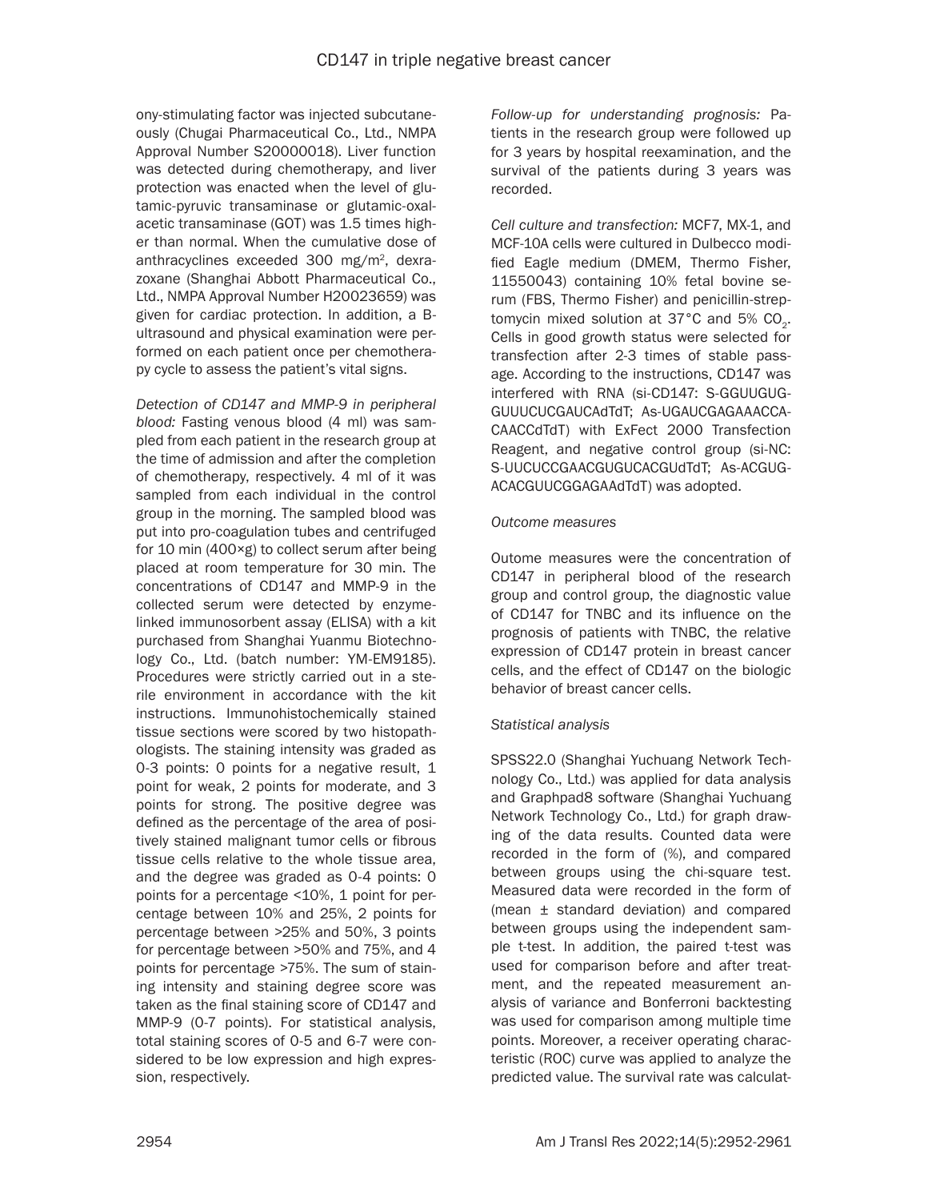ony-stimulating factor was injected subcutaneously (Chugai Pharmaceutical Co., Ltd., NMPA Approval Number S20000018). Liver function was detected during chemotherapy, and liver protection was enacted when the level of glutamic-pyruvic transaminase or glutamic-oxalacetic transaminase (GOT) was 1.5 times higher than normal. When the cumulative dose of anthracyclines exceeded 300 mg/m$^2$, dexrazoxane (Shanghai Abbott Pharmaceutical Co., Ltd., NMPA Approval Number H20023659) was given for cardiac protection. In addition, a B-ultrasound and physical examination were performed on each patient once per chemotherapy cycle to assess the patient's vital signs.

*Detection of CD147 and MMP-9 in peripheral blood:* Fasting venous blood (4 ml) was sampled from each patient in the research group at the time of admission and after the completion of chemotherapy, respectively. 4 ml of it was sampled from each individual in the control group in the morning. The sampled blood was put into pro-coagulation tubes and centrifuged for 10 min (400×g) to collect serum after being placed at room temperature for 30 min. The concentrations of CD147 and MMP-9 in the collected serum were detected by enzyme-linked immunosorbent assay (ELISA) with a kit purchased from Shanghai Yuanmu Biotechnology Co., Ltd. (batch number: YM-EM9185). Procedures were strictly carried out in a sterile environment in accordance with the kit instructions. Immunohistochemically stained tissue sections were scored by two histopathologists. The staining intensity was graded as 0-3 points: 0 points for a negative result, 1 point for weak, 2 points for moderate, and 3 points for strong. The positive degree was defined as the percentage of the area of positively stained malignant tumor cells or fibrous tissue cells relative to the whole tissue area, and the degree was graded as 0-4 points: 0 points for a percentage <10%, 1 point for percentage between 10% and 25%, 2 points for percentage between >25% and 50%, 3 points for percentage between >50% and 75%, and 4 points for percentage >75%. The sum of staining intensity and staining degree score was taken as the final staining score of CD147 and MMP-9 (0-7 points). For statistical analysis, total staining scores of 0-5 and 6-7 were considered to be low expression and high expression, respectively.

*Follow-up for understanding prognosis:* Patients in the research group were followed up for 3 years by hospital reexamination, and the survival of the patients during 3 years was recorded.

*Cell culture and transfection:* MCF7, MX-1, and MCF-10A cells were cultured in Dulbecco modified Eagle medium (DMEM, Thermo Fisher, 11550043) containing 10% fetal bovine serum (FBS, Thermo Fisher) and penicillin-streptomycin mixed solution at 37°C and 5% $CO_2$. Cells in good growth status were selected for transfection after 2-3 times of stable passage. According to the instructions, CD147 was interfered with RNA (si-CD147: S-GGUUGUGGUUUCUCGAUCAdTdT; As-UGAUCGAGAAACCACAACCdTdT) with ExFect 2000 Transfection Reagent, and negative control group (si-NC: S-UUCUCCGAACGUGUCACGUdTdT; As-ACGUGACACGUUCGGAGAAdTdT) was adopted.

### Outcome measures

Outome measures were the concentration of CD147 in peripheral blood of the research group and control group, the diagnostic value of CD147 for TNBC and its influence on the prognosis of patients with TNBC, the relative expression of CD147 protein in breast cancer cells, and the effect of CD147 on the biologic behavior of breast cancer cells.

### Statistical analysis

SPSS22.0 (Shanghai Yuchuang Network Technology Co., Ltd.) was applied for data analysis and Graphpad8 software (Shanghai Yuchuang Network Technology Co., Ltd.) for graph drawing of the data results. Counted data were recorded in the form of (%), and compared between groups using the chi-square test. Measured data were recorded in the form of (mean ± standard deviation) and compared between groups using the independent sample t-test. In addition, the paired t-test was used for comparison before and after treatment, and the repeated measurement analysis of variance and Bonferroni backtesting was used for comparison among multiple time points. Moreover, a receiver operating characteristic (ROC) curve was applied to analyze the predicted value. The survival rate was calculat-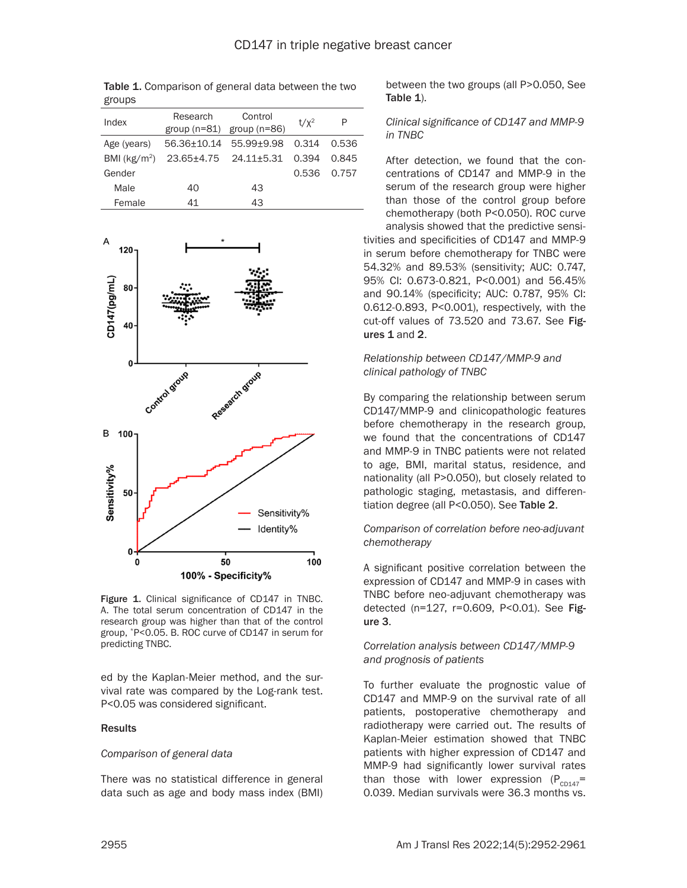Table 1. Comparison of general data between the two groups

| Index | Research group (n=81) | Control group (n=86) | $t/\chi^2$ | P |
|---|---|---|---|---|
| Age (years) | 56.36±10.14 | 55.99±9.98 | 0.314 | 0.536 |
| BMI (kg/m$^2$) | 23.65±4.75 | 24.11±5.31 | 0.394 | 0.845 |
| Gender | | | 0.536 | 0.757 |
| Male | 40 | 43 | | |
| Female | 41 | 43 | | |

Figure 1. Clinical significance of CD147 in TNBC. A. The total serum concentration of CD147 in the research group was higher than that of the control group, *P<0.05. B. ROC curve of CD147 in serum for predicting TNBC.

ed by the Kaplan-Meier method, and the survival rate was compared by the Log-rank test. P<0.05 was considered significant.

## Results

*Comparison of general data*

There was no statistical difference in general data such as age and body mass index (BMI) between the two groups (all P>0.050, See **Table 1**).

*Clinical significance of CD147 and MMP-9 in TNBC*

After detection, we found that the concentrations of CD147 and MMP-9 in the serum of the research group were higher than those of the control group before chemotherapy (both P<0.050). ROC curve analysis showed that the predictive sensitivities and specificities of CD147 and MMP-9 in serum before chemotherapy for TNBC were 54.32% and 89.53% (sensitivity; AUC: 0.747, 95% CI: 0.673-0.821, P<0.001) and 56.45% and 90.14% (specificity; AUC: 0.787, 95% CI: 0.612-0.893, P<0.001), respectively, with the cut-off values of 73.520 and 73.67. See **Figures 1** and **2**.

*Relationship between CD147/MMP-9 and clinical pathology of TNBC*

By comparing the relationship between serum CD147/MMP-9 and clinicopathologic features before chemotherapy in the research group, we found that the concentrations of CD147 and MMP-9 in TNBC patients were not related to age, BMI, marital status, residence, and nationality (all P>0.050), but closely related to pathologic staging, metastasis, and differentiation degree (all P<0.050). See **Table 2**.

*Comparison of correlation before neo-adjuvant chemotherapy*

A significant positive correlation between the expression of CD147 and MMP-9 in cases with TNBC before neo-adjuvant chemotherapy was detected (n=127, r=0.609, P<0.01). See **Figure 3**.

*Correlation analysis between CD147/MMP-9 and prognosis of patients*

To further evaluate the prognostic value of CD147 and MMP-9 on the survival rate of all patients, postoperative chemotherapy and radiotherapy were carried out. The results of Kaplan-Meier estimation showed that TNBC patients with higher expression of CD147 and MMP-9 had significantly lower survival rates than those with lower expression ($P_{CD147}$= 0.039. Median survivals were 36.3 months vs.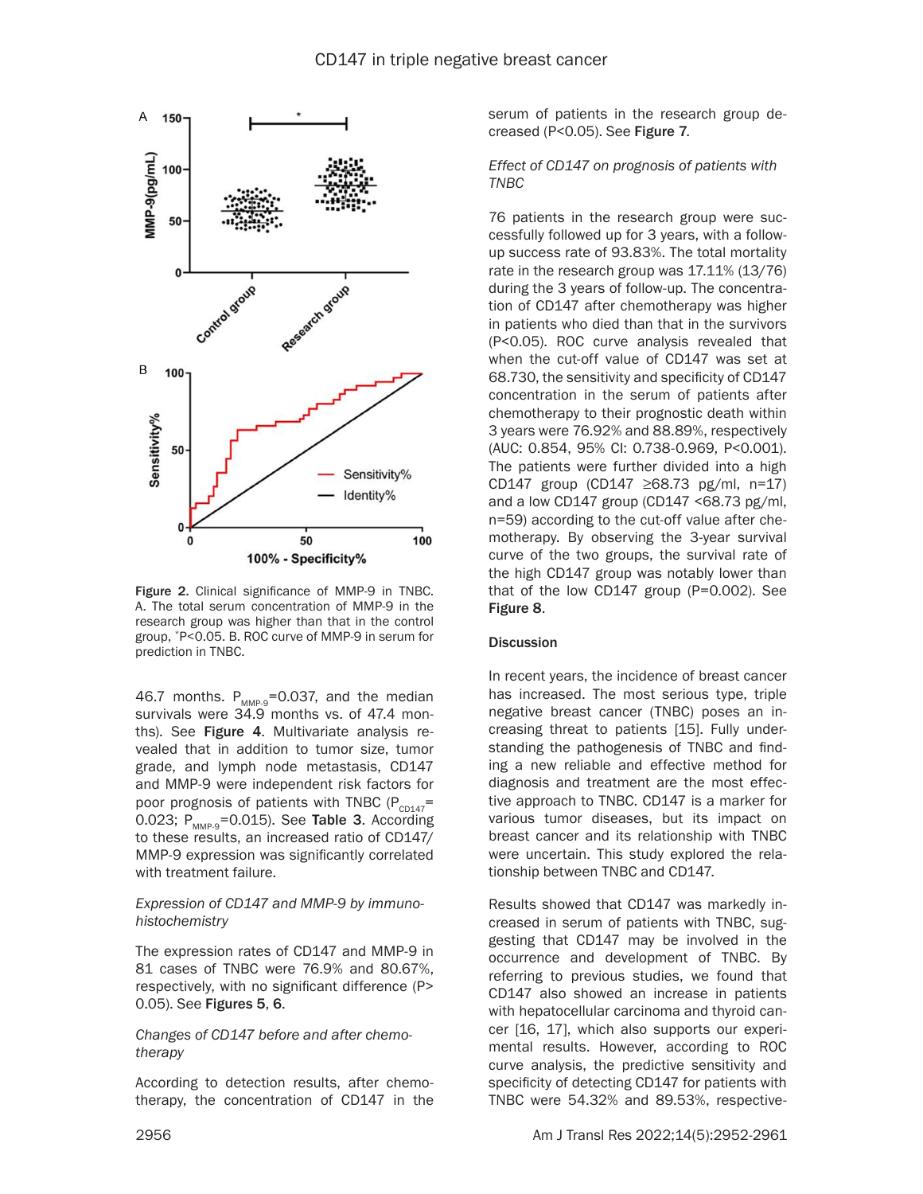Figure 2. Clinical significance of MMP-9 in TNBC. A. The total serum concentration of MMP-9 in the research group was higher than that in the control group, *P<0.05. B. ROC curve of MMP-9 in serum for prediction in TNBC.

46.7 months. $P_{MMP-9}$=0.037, and the median survivals were 34.9 months vs. of 47.4 months). See **Figure 4**. Multivariate analysis revealed that in addition to tumor size, tumor grade, and lymph node metastasis, CD147 and MMP-9 were independent risk factors for poor prognosis of patients with TNBC ($P_{CD147}$=0.023; $P_{MMP-9}$=0.015). See **Table 3**. According to these results, an increased ratio of CD147/MMP-9 expression was significantly correlated with treatment failure.

*Expression of CD147 and MMP-9 by immunohistochemistry*

The expression rates of CD147 and MMP-9 in 81 cases of TNBC were 76.9% and 80.67%, respectively, with no significant difference (P>0.05). See **Figures 5**, **6**.

*Changes of CD147 before and after chemotherapy*

According to detection results, after chemotherapy, the concentration of CD147 in the serum of patients in the research group decreased (P<0.05). See **Figure 7**.

*Effect of CD147 on prognosis of patients with TNBC*

76 patients in the research group were successfully followed up for 3 years, with a follow-up success rate of 93.83%. The total mortality rate in the research group was 17.11% (13/76) during the 3 years of follow-up. The concentration of CD147 after chemotherapy was higher in patients who died than that in the survivors (P<0.05). ROC curve analysis revealed that when the cut-off value of CD147 was set at 68.730, the sensitivity and specificity of CD147 concentration in the serum of patients after chemotherapy to their prognostic death within 3 years were 76.92% and 88.89%, respectively (AUC: 0.854, 95% CI: 0.738-0.969, P<0.001). The patients were further divided into a high CD147 group (CD147 ≥68.73 pg/ml, n=17) and a low CD147 group (CD147 <68.73 pg/ml, n=59) according to the cut-off value after chemotherapy. By observing the 3-year survival curve of the two groups, the survival rate of the high CD147 group was notably lower than that of the low CD147 group (P=0.002). See **Figure 8**.

## Discussion

In recent years, the incidence of breast cancer has increased. The most serious type, triple negative breast cancer (TNBC) poses an increasing threat to patients [15]. Fully understanding the pathogenesis of TNBC and finding a new reliable and effective method for diagnosis and treatment are the most effective approach to TNBC. CD147 is a marker for various tumor diseases, but its impact on breast cancer and its relationship with TNBC were uncertain. This study explored the relationship between TNBC and CD147.

Results showed that CD147 was markedly increased in serum of patients with TNBC, suggesting that CD147 may be involved in the occurrence and development of TNBC. By referring to previous studies, we found that CD147 also showed an increase in patients with hepatocellular carcinoma and thyroid cancer [16, 17], which also supports our experimental results. However, according to ROC curve analysis, the predictive sensitivity and specificity of detecting CD147 for patients with TNBC were 54.32% and 89.53%, respective-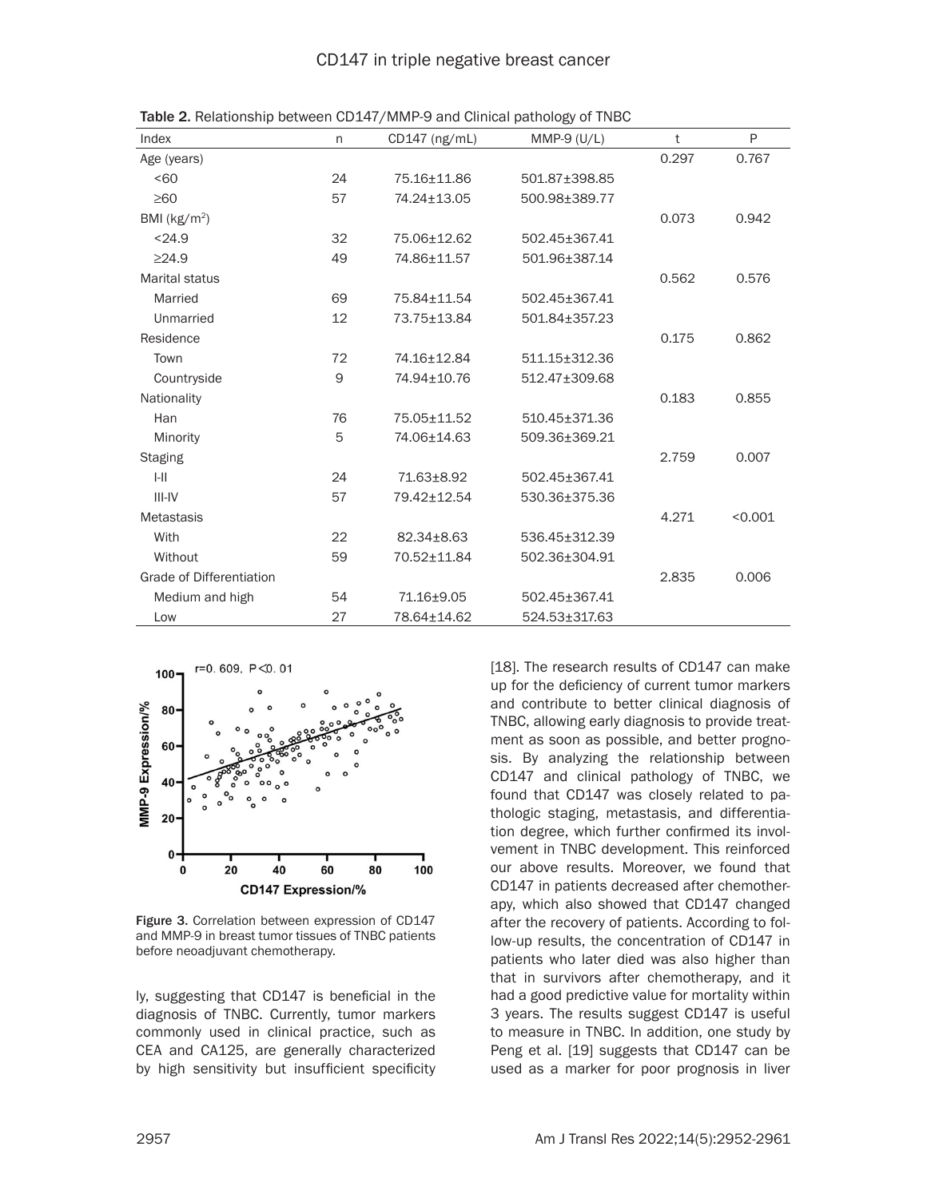Table 2. Relationship between CD147/MMP-9 and Clinical pathology of TNBC

| Index | n | CD147 (ng/mL) | MMP-9 (U/L) | t | P |
|---|---|---|---|---|---|
| Age (years) | | | | 0.297 | 0.767 |
| <60 | 24 | 75.16±11.86 | 501.87±398.85 | | |
| ≥60 | 57 | 74.24±13.05 | 500.98±389.77 | | |
| BMI (kg/m$^2$) | | | | 0.073 | 0.942 |
| <24.9 | 32 | 75.06±12.62 | 502.45±367.41 | | |
| ≥24.9 | 49 | 74.86±11.57 | 501.96±387.14 | | |
| Marital status | | | | 0.562 | 0.576 |
| Married | 69 | 75.84±11.54 | 502.45±367.41 | | |
| Unmarried | 12 | 73.75±13.84 | 501.84±357.23 | | |
| Residence | | | | 0.175 | 0.862 |
| Town | 72 | 74.16±12.84 | 511.15±312.36 | | |
| Countryside | 9 | 74.94±10.76 | 512.47±309.68 | | |
| Nationality | | | | 0.183 | 0.855 |
| Han | 76 | 75.05±11.52 | 510.45±371.36 | | |
| Minority | 5 | 74.06±14.63 | 509.36±369.21 | | |
| Staging | | | | 2.759 | 0.007 |
| I-II | 24 | 71.63±8.92 | 502.45±367.41 | | |
| III-IV | 57 | 79.42±12.54 | 530.36±375.36 | | |
| Metastasis | | | | 4.271 | <0.001 |
| With | 22 | 82.34±8.63 | 536.45±312.39 | | |
| Without | 59 | 70.52±11.84 | 502.36±304.91 | | |
| Grade of Differentiation | | | | 2.835 | 0.006 |
| Medium and high | 54 | 71.16±9.05 | 502.45±367.41 | | |
| Low | 27 | 78.64±14.62 | 524.53±317.63 | | |

Figure 3. Correlation between expression of CD147 and MMP-9 in breast tumor tissues of TNBC patients before neoadjuvant chemotherapy.

ly, suggesting that CD147 is beneficial in the diagnosis of TNBC. Currently, tumor markers commonly used in clinical practice, such as CEA and CA125, are generally characterized by high sensitivity but insufficient specificity [18]. The research results of CD147 can make up for the deficiency of current tumor markers and contribute to better clinical diagnosis of TNBC, allowing early diagnosis to provide treatment as soon as possible, and better prognosis. By analyzing the relationship between CD147 and clinical pathology of TNBC, we found that CD147 was closely related to pathologic staging, metastasis, and differentiation degree, which further confirmed its involvement in TNBC development. This reinforced our above results. Moreover, we found that CD147 in patients decreased after chemotherapy, which also showed that CD147 changed after the recovery of patients. According to follow-up results, the concentration of CD147 in patients who later died was also higher than that in survivors after chemotherapy, and it had a good predictive value for mortality within 3 years. The results suggest CD147 is useful to measure in TNBC. In addition, one study by Peng et al. [19] suggests that CD147 can be used as a marker for poor prognosis in liver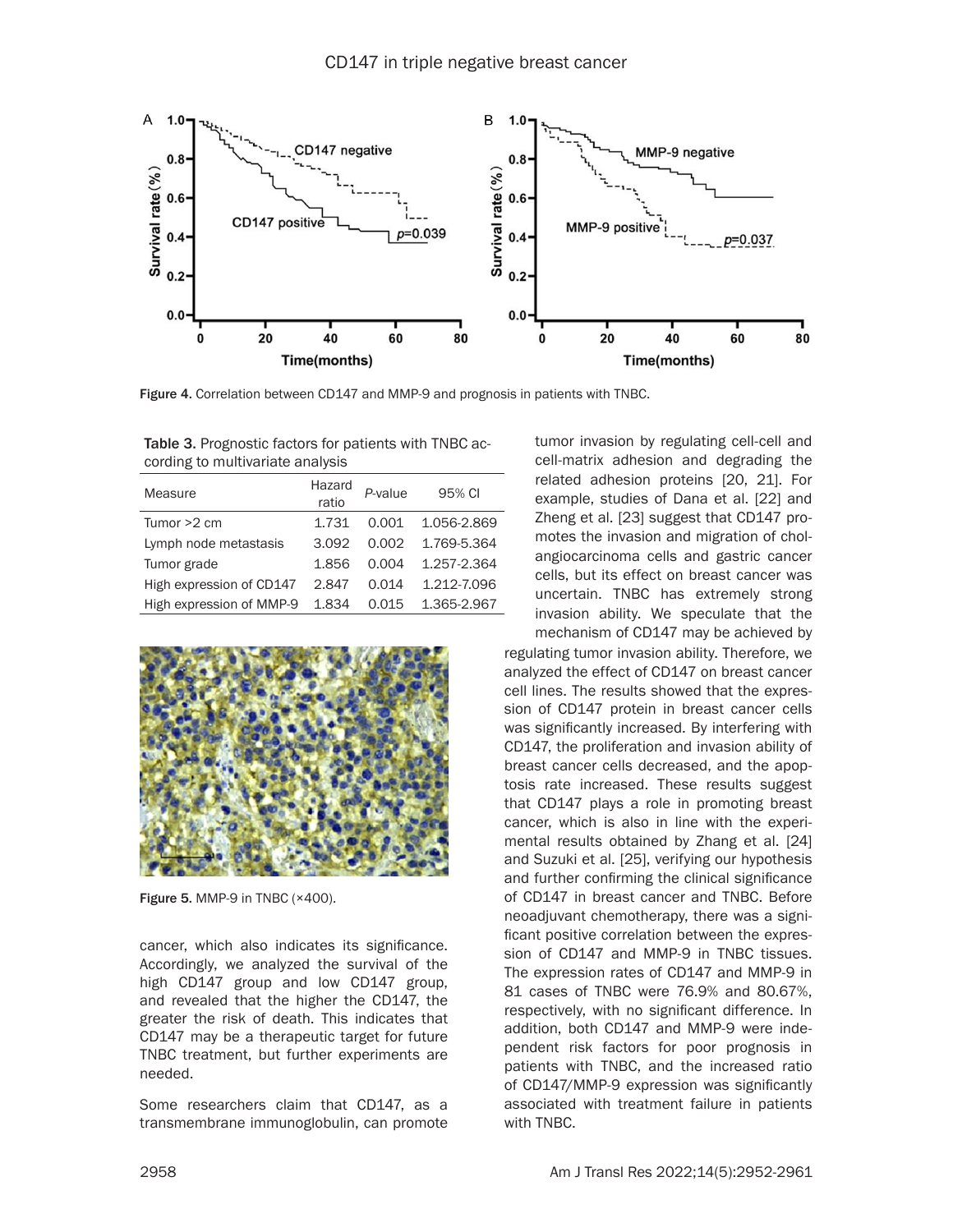Figure 4. Correlation between CD147 and MMP-9 and prognosis in patients with TNBC.

Table 3. Prognostic factors for patients with TNBC according to multivariate analysis

| Measure | Hazard ratio | *P*-value | 95% CI |
|---|---|---|---|
| Tumor >2 cm | 1.731 | 0.001 | 1.056-2.869 |
| Lymph node metastasis | 3.092 | 0.002 | 1.769-5.364 |
| Tumor grade | 1.856 | 0.004 | 1.257-2.364 |
| High expression of CD147 | 2.847 | 0.014 | 1.212-7.096 |
| High expression of MMP-9 | 1.834 | 0.015 | 1.365-2.967 |

Figure 5. MMP-9 in TNBC (×400).

cancer, which also indicates its significance. Accordingly, we analyzed the survival of the high CD147 group and low CD147 group, and revealed that the higher the CD147, the greater the risk of death. This indicates that CD147 may be a therapeutic target for future TNBC treatment, but further experiments are needed.

Some researchers claim that CD147, as a transmembrane immunoglobulin, can promote tumor invasion by regulating cell-cell and cell-matrix adhesion and degrading the related adhesion proteins [20, 21]. For example, studies of Dana et al. [22] and Zheng et al. [23] suggest that CD147 promotes the invasion and migration of cholangiocarcinoma cells and gastric cancer cells, but its effect on breast cancer was uncertain. TNBC has extremely strong invasion ability. We speculate that the mechanism of CD147 may be achieved by regulating tumor invasion ability. Therefore, we analyzed the effect of CD147 on breast cancer cell lines. The results showed that the expression of CD147 protein in breast cancer cells was significantly increased. By interfering with CD147, the proliferation and invasion ability of breast cancer cells decreased, and the apoptosis rate increased. These results suggest that CD147 plays a role in promoting breast cancer, which is also in line with the experimental results obtained by Zhang et al. [24] and Suzuki et al. [25], verifying our hypothesis and further confirming the clinical significance of CD147 in breast cancer and TNBC. Before neoadjuvant chemotherapy, there was a significant positive correlation between the expression of CD147 and MMP-9 in TNBC tissues. The expression rates of CD147 and MMP-9 in 81 cases of TNBC were 76.9% and 80.67%, respectively, with no significant difference. In addition, both CD147 and MMP-9 were independent risk factors for poor prognosis in patients with TNBC, and the increased ratio of CD147/MMP-9 expression was significantly associated with treatment failure in patients with TNBC.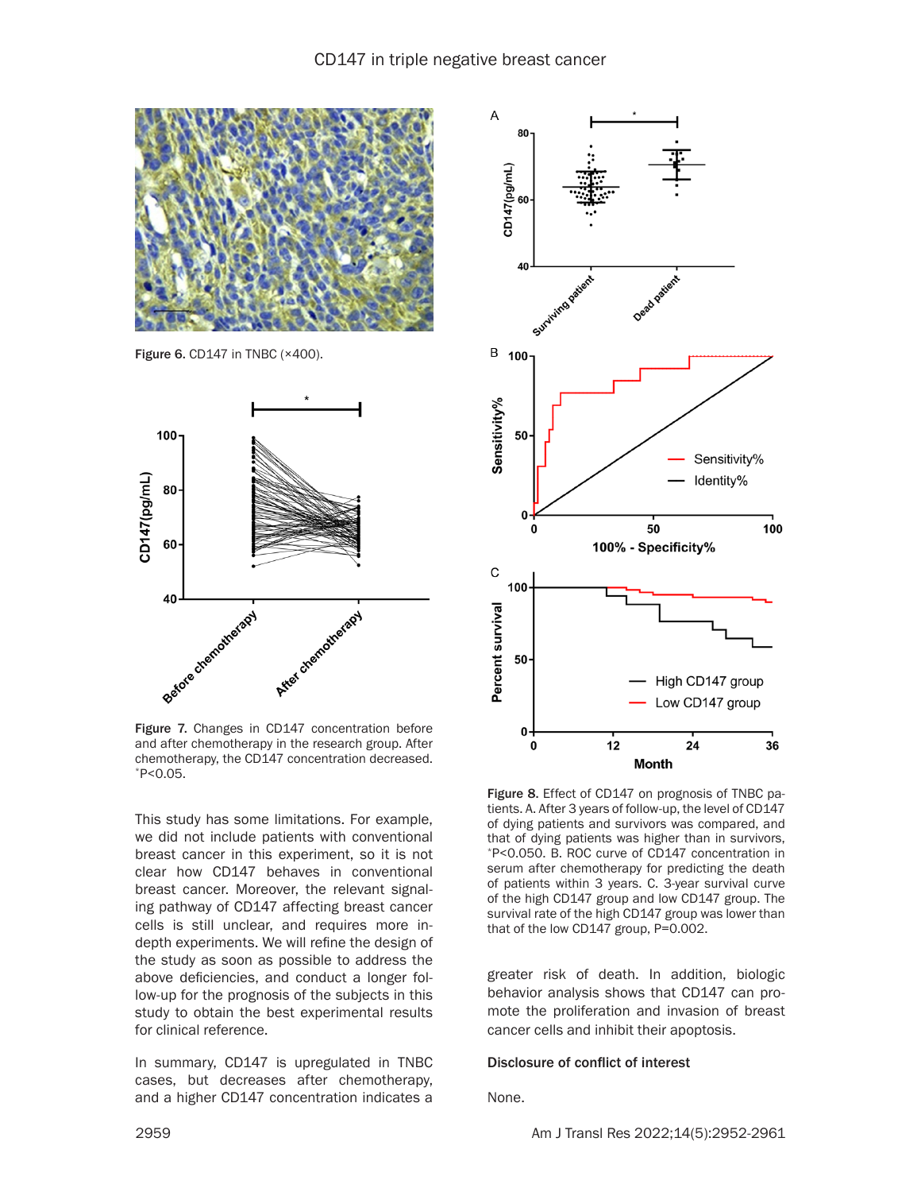Figure 6. CD147 in TNBC (×400).

Figure 7. Changes in CD147 concentration before and after chemotherapy in the research group. After chemotherapy, the CD147 concentration decreased. *P<0.05.

This study has some limitations. For example, we did not include patients with conventional breast cancer in this experiment, so it is not clear how CD147 behaves in conventional breast cancer. Moreover, the relevant signaling pathway of CD147 affecting breast cancer cells is still unclear, and requires more in-depth experiments. We will refine the design of the study as soon as possible to address the above deficiencies, and conduct a longer follow-up for the prognosis of the subjects in this study to obtain the best experimental results for clinical reference.

In summary, CD147 is upregulated in TNBC cases, but decreases after chemotherapy, and a higher CD147 concentration indicates a greater risk of death. In addition, biologic behavior analysis shows that CD147 can promote the proliferation and invasion of breast cancer cells and inhibit their apoptosis.

Figure 8. Effect of CD147 on prognosis of TNBC patients. A. After 3 years of follow-up, the level of CD147 of dying patients and survivors was compared, and that of dying patients was higher than in survivors, *P<0.050. B. ROC curve of CD147 concentration in serum after chemotherapy for predicting the death of patients within 3 years. C. 3-year survival curve of the high CD147 group and low CD147 group. The survival rate of the high CD147 group was lower than that of the low CD147 group, P=0.002.

## Disclosure of conflict of interest

None.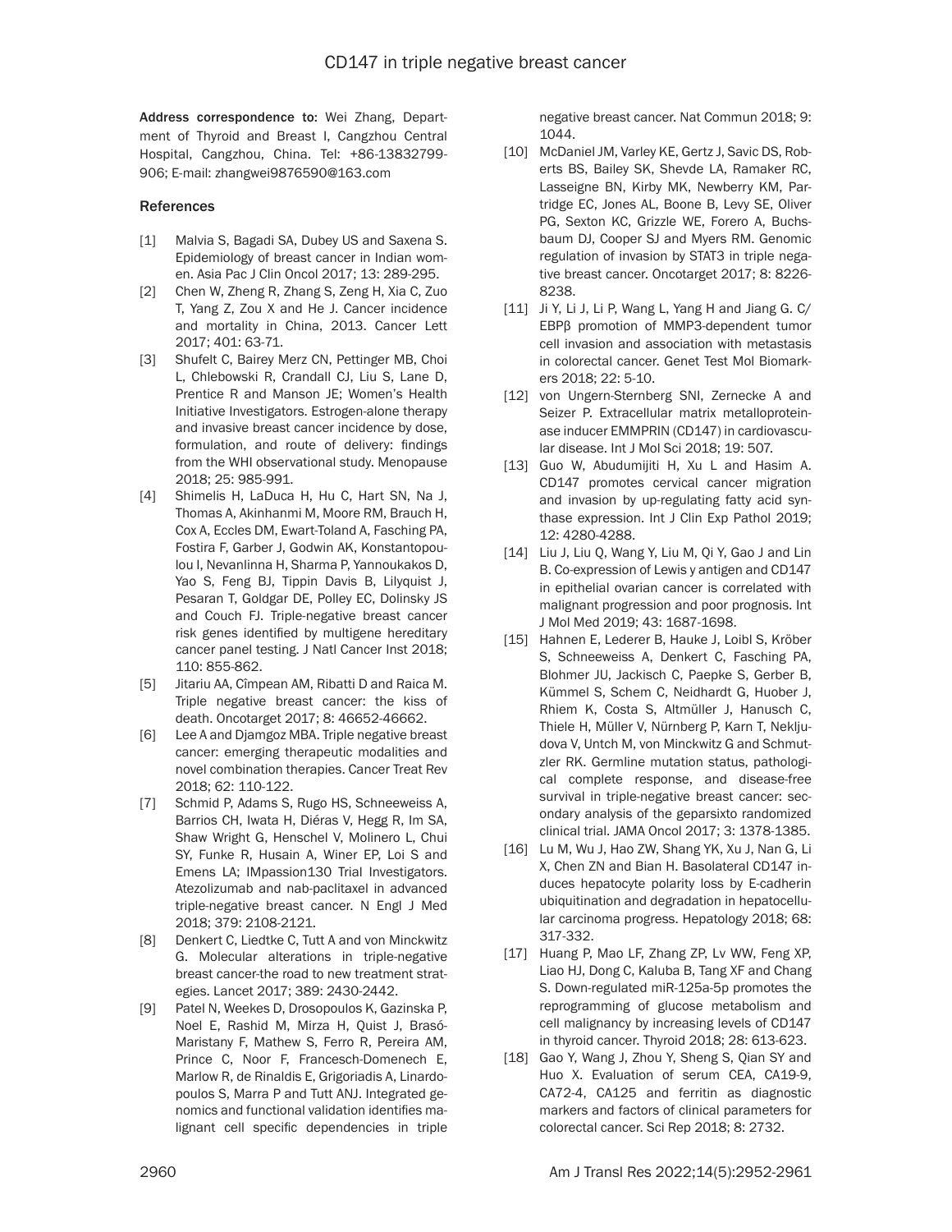Address correspondence to: Wei Zhang, Department of Thyroid and Breast I, Cangzhou Central Hospital, Cangzhou, China. Tel: +86-13832799-906; E-mail: zhangwei9876590@163.com

## References

[1] Malvia S, Bagadi SA, Dubey US and Saxena S. Epidemiology of breast cancer in Indian women. Asia Pac J Clin Oncol 2017; 13: 289-295.

[2] Chen W, Zheng R, Zhang S, Zeng H, Xia C, Zuo T, Yang Z, Zou X and He J. Cancer incidence and mortality in China, 2013. Cancer Lett 2017; 401: 63-71.

[3] Shufelt C, Bairey Merz CN, Pettinger MB, Choi L, Chlebowski R, Crandall CJ, Liu S, Lane D, Prentice R and Manson JE; Women's Health Initiative Investigators. Estrogen-alone therapy and invasive breast cancer incidence by dose, formulation, and route of delivery: findings from the WHI observational study. Menopause 2018; 25: 985-991.

[4] Shimelis H, LaDuca H, Hu C, Hart SN, Na J, Thomas A, Akinhanmi M, Moore RM, Brauch H, Cox A, Eccles DM, Ewart-Toland A, Fasching PA, Fostira F, Garber J, Godwin AK, Konstantopoulou I, Nevanlinna H, Sharma P, Yannoukakos D, Yao S, Feng BJ, Tippin Davis B, Lilyquist J, Pesaran T, Goldgar DE, Polley EC, Dolinsky JS and Couch FJ. Triple-negative breast cancer risk genes identified by multigene hereditary cancer panel testing. J Natl Cancer Inst 2018; 110: 855-862.

[5] Jitariu AA, Cîmpean AM, Ribatti D and Raica M. Triple negative breast cancer: the kiss of death. Oncotarget 2017; 8: 46652-46662.

[6] Lee A and Djamgoz MBA. Triple negative breast cancer: emerging therapeutic modalities and novel combination therapies. Cancer Treat Rev 2018; 62: 110-122.

[7] Schmid P, Adams S, Rugo HS, Schneeweiss A, Barrios CH, Iwata H, Diéras V, Hegg R, Im SA, Shaw Wright G, Henschel V, Molinero L, Chui SY, Funke R, Husain A, Winer EP, Loi S and Emens LA; IMpassion130 Trial Investigators. Atezolizumab and nab-paclitaxel in advanced triple-negative breast cancer. N Engl J Med 2018; 379: 2108-2121.

[8] Denkert C, Liedtke C, Tutt A and von Minckwitz G. Molecular alterations in triple-negative breast cancer-the road to new treatment strategies. Lancet 2017; 389: 2430-2442.

[9] Patel N, Weekes D, Drosopoulos K, Gazinska P, Noel E, Rashid M, Mirza H, Quist J, Brasó-Maristany F, Mathew S, Ferro R, Pereira AM, Prince C, Noor F, Francesch-Domenech E, Marlow R, de Rinaldis E, Grigoriadis A, Linardopoulos S, Marra P and Tutt ANJ. Integrated genomics and functional validation identifies malignant cell specific dependencies in triple negative breast cancer. Nat Commun 2018; 9: 1044.

[10] McDaniel JM, Varley KE, Gertz J, Savic DS, Roberts BS, Bailey SK, Shevde LA, Ramaker RC, Lasseigne BN, Kirby MK, Newberry KM, Partridge EC, Jones AL, Boone B, Levy SE, Oliver PG, Sexton KC, Grizzle WE, Forero A, Buchsbaum DJ, Cooper SJ and Myers RM. Genomic regulation of invasion by STAT3 in triple negative breast cancer. Oncotarget 2017; 8: 8226-8238.

[11] Ji Y, Li J, Li P, Wang L, Yang H and Jiang G. C/EBPβ promotion of MMP3-dependent tumor cell invasion and association with metastasis in colorectal cancer. Genet Test Mol Biomarkers 2018; 22: 5-10.

[12] von Ungern-Sternberg SNI, Zernecke A and Seizer P. Extracellular matrix metalloproteinase inducer EMMPRIN (CD147) in cardiovascular disease. Int J Mol Sci 2018; 19: 507.

[13] Guo W, Abudumijiti H, Xu L and Hasim A. CD147 promotes cervical cancer migration and invasion by up-regulating fatty acid synthase expression. Int J Clin Exp Pathol 2019; 12: 4280-4288.

[14] Liu J, Liu Q, Wang Y, Liu M, Qi Y, Gao J and Lin B. Co-expression of Lewis y antigen and CD147 in epithelial ovarian cancer is correlated with malignant progression and poor prognosis. Int J Mol Med 2019; 43: 1687-1698.

[15] Hahnen E, Lederer B, Hauke J, Loibl S, Kröber S, Schneeweiss A, Denkert C, Fasching PA, Blohmer JU, Jackisch C, Paepke S, Gerber B, Kümmel S, Schem C, Neidhardt G, Huober J, Rhiem K, Costa S, Altmüller J, Hanusch C, Thiele H, Müller V, Nürnberg P, Karn T, Nekljudova V, Untch M, von Minckwitz G and Schmutzler RK. Germline mutation status, pathological complete response, and disease-free survival in triple-negative breast cancer: secondary analysis of the geparsixto randomized clinical trial. JAMA Oncol 2017; 3: 1378-1385.

[16] Lu M, Wu J, Hao ZW, Shang YK, Xu J, Nan G, Li X, Chen ZN and Bian H. Basolateral CD147 induces hepatocyte polarity loss by E-cadherin ubiquitination and degradation in hepatocellular carcinoma progress. Hepatology 2018; 68: 317-332.

[17] Huang P, Mao LF, Zhang ZP, Lv WW, Feng XP, Liao HJ, Dong C, Kaluba B, Tang XF and Chang S. Down-regulated miR-125a-5p promotes the reprogramming of glucose metabolism and cell malignancy by increasing levels of CD147 in thyroid cancer. Thyroid 2018; 28: 613-623.

[18] Gao Y, Wang J, Zhou Y, Sheng S, Qian SY and Huo X. Evaluation of serum CEA, CA19-9, CA72-4, CA125 and ferritin as diagnostic markers and factors of clinical parameters for colorectal cancer. Sci Rep 2018; 8: 2732.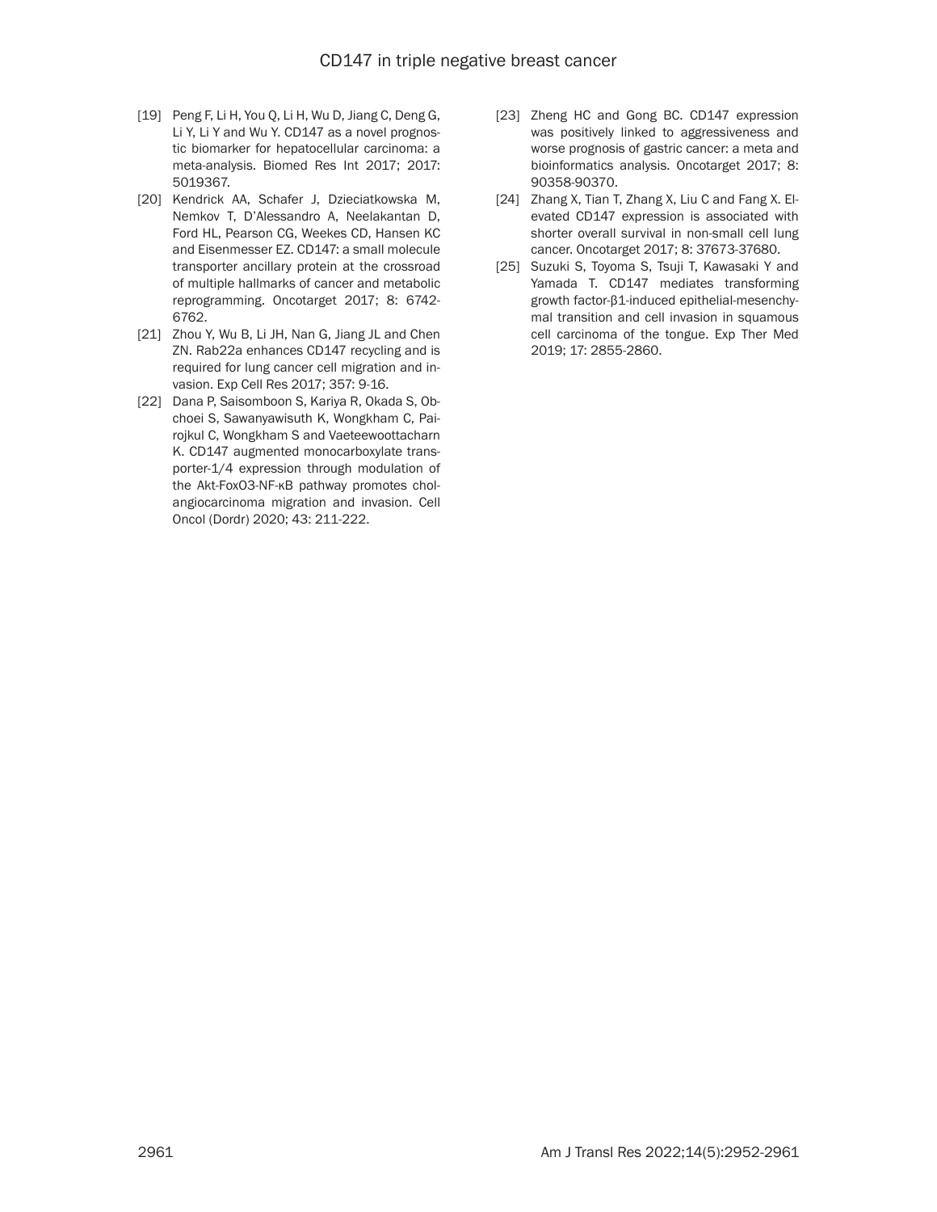[19] Peng F, Li H, You Q, Li H, Wu D, Jiang C, Deng G, Li Y, Li Y and Wu Y. CD147 as a novel prognostic biomarker for hepatocellular carcinoma: a meta-analysis. Biomed Res Int 2017; 2017: 5019367.

[20] Kendrick AA, Schafer J, Dzieciatkowska M, Nemkov T, D'Alessandro A, Neelakantan D, Ford HL, Pearson CG, Weekes CD, Hansen KC and Eisenmesser EZ. CD147: a small molecule transporter ancillary protein at the crossroad of multiple hallmarks of cancer and metabolic reprogramming. Oncotarget 2017; 8: 6742-6762.

[21] Zhou Y, Wu B, Li JH, Nan G, Jiang JL and Chen ZN. Rab22a enhances CD147 recycling and is required for lung cancer cell migration and invasion. Exp Cell Res 2017; 357: 9-16.

[22] Dana P, Saisomboon S, Kariya R, Okada S, Obchoei S, Sawanyawisuth K, Wongkham C, Pairojkul C, Wongkham S and Vaeteewoottacharn K. CD147 augmented monocarboxylate transporter-1/4 expression through modulation of the Akt-FoxO3-NF-κB pathway promotes cholangiocarcinoma migration and invasion. Cell Oncol (Dordr) 2020; 43: 211-222.

[23] Zheng HC and Gong BC. CD147 expression was positively linked to aggressiveness and worse prognosis of gastric cancer: a meta and bioinformatics analysis. Oncotarget 2017; 8: 90358-90370.

[24] Zhang X, Tian T, Zhang X, Liu C and Fang X. Elevated CD147 expression is associated with shorter overall survival in non-small cell lung cancer. Oncotarget 2017; 8: 37673-37680.

[25] Suzuki S, Toyoma S, Tsuji T, Kawasaki Y and Yamada T. CD147 mediates transforming growth factor-β1-induced epithelial-mesenchymal transition and cell invasion in squamous cell carcinoma of the tongue. Exp Ther Med 2019; 17: 2855-2860.